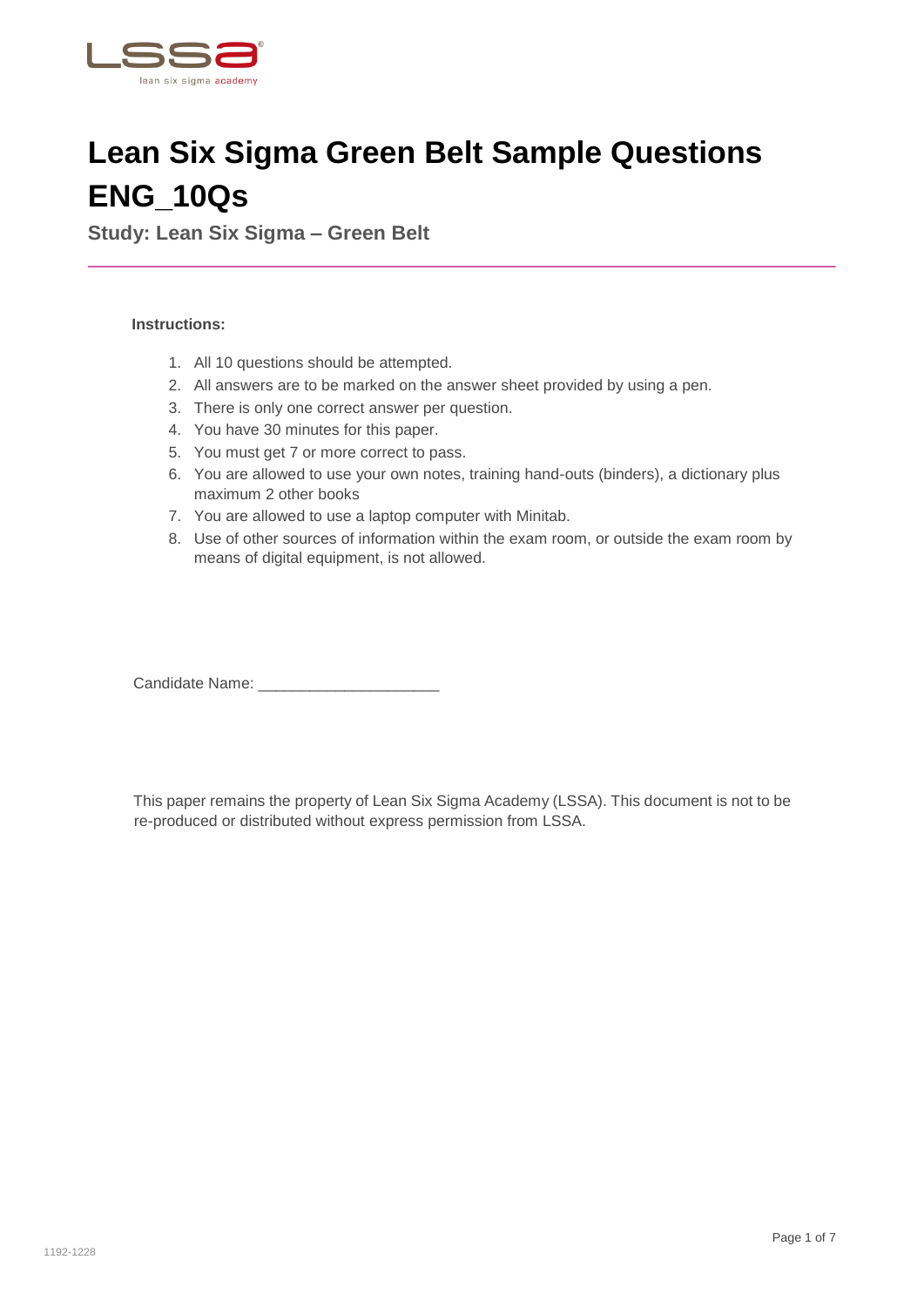# Lean Six Sigma Green Belt Sample Questions ENG_10Qs

**Study: Lean Six Sigma – Green Belt**

**Instructions:**

1. All 10 questions should be attempted.
2. All answers are to be marked on the answer sheet provided by using a pen.
3. There is only one correct answer per question.
4. You have 30 minutes for this paper.
5. You must get 7 or more correct to pass.
6. You are allowed to use your own notes, training hand-outs (binders), a dictionary plus maximum 2 other books
7. You are allowed to use a laptop computer with Minitab.
8. Use of other sources of information within the exam room, or outside the exam room by means of digital equipment, is not allowed.

Candidate Name: ____________________

This paper remains the property of Lean Six Sigma Academy (LSSA). This document is not to be re-produced or distributed without express permission from LSSA.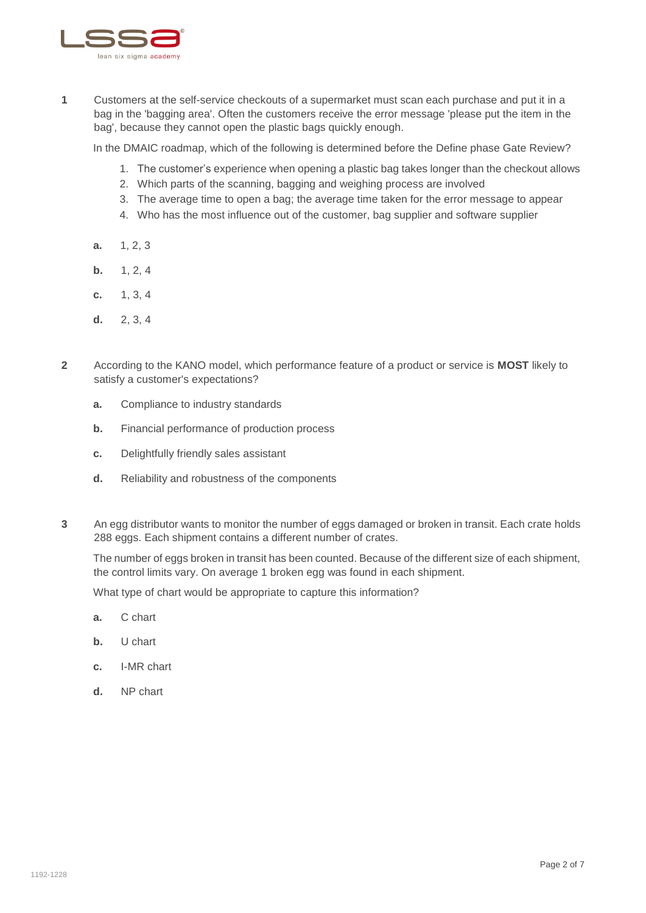**1** Customers at the self-service checkouts of a supermarket must scan each purchase and put it in a bag in the 'bagging area'. Often the customers receive the error message 'please put the item in the bag', because they cannot open the plastic bags quickly enough.

In the DMAIC roadmap, which of the following is determined before the Define phase Gate Review?

1. The customer's experience when opening a plastic bag takes longer than the checkout allows
2. Which parts of the scanning, bagging and weighing process are involved
3. The average time to open a bag; the average time taken for the error message to appear
4. Who has the most influence out of the customer, bag supplier and software supplier

**a.** 1, 2, 3

**b.** 1, 2, 4

**c.** 1, 3, 4

**d.** 2, 3, 4

**2** According to the KANO model, which performance feature of a product or service is **MOST** likely to satisfy a customer's expectations?

**a.** Compliance to industry standards

**b.** Financial performance of production process

**c.** Delightfully friendly sales assistant

**d.** Reliability and robustness of the components

**3** An egg distributor wants to monitor the number of eggs damaged or broken in transit. Each crate holds 288 eggs. Each shipment contains a different number of crates.

The number of eggs broken in transit has been counted. Because of the different size of each shipment, the control limits vary. On average 1 broken egg was found in each shipment.

What type of chart would be appropriate to capture this information?

**a.** C chart

**b.** U chart

**c.** I-MR chart

**d.** NP chart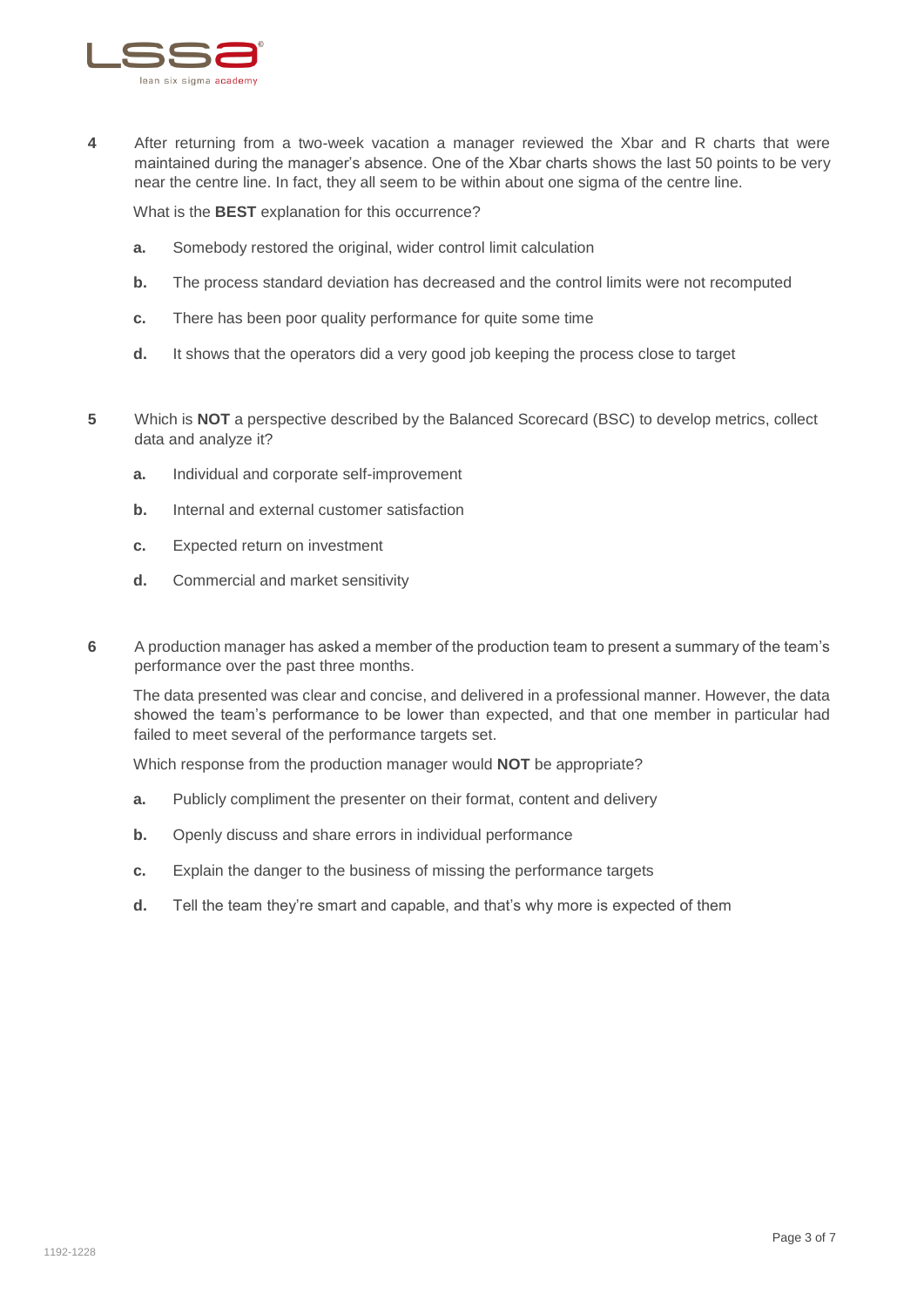**4** After returning from a two-week vacation a manager reviewed the Xbar and R charts that were maintained during the manager's absence. One of the Xbar charts shows the last 50 points to be very near the centre line. In fact, they all seem to be within about one sigma of the centre line.

What is the **BEST** explanation for this occurrence?

- **a.** Somebody restored the original, wider control limit calculation
- **b.** The process standard deviation has decreased and the control limits were not recomputed
- **c.** There has been poor quality performance for quite some time
- **d.** It shows that the operators did a very good job keeping the process close to target

**5** Which is **NOT** a perspective described by the Balanced Scorecard (BSC) to develop metrics, collect data and analyze it?

- **a.** Individual and corporate self-improvement
- **b.** Internal and external customer satisfaction
- **c.** Expected return on investment
- **d.** Commercial and market sensitivity

**6** A production manager has asked a member of the production team to present a summary of the team's performance over the past three months.

The data presented was clear and concise, and delivered in a professional manner. However, the data showed the team's performance to be lower than expected, and that one member in particular had failed to meet several of the performance targets set.

Which response from the production manager would **NOT** be appropriate?

- **a.** Publicly compliment the presenter on their format, content and delivery
- **b.** Openly discuss and share errors in individual performance
- **c.** Explain the danger to the business of missing the performance targets
- **d.** Tell the team they're smart and capable, and that's why more is expected of them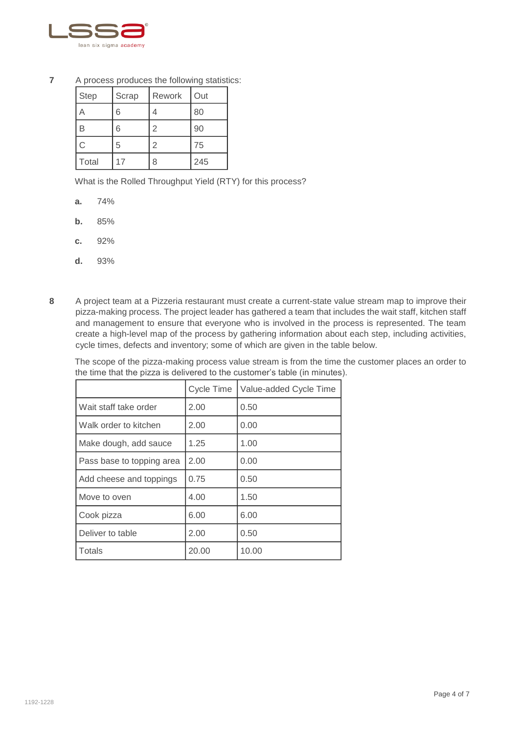**7** A process produces the following statistics:

| Step | Scrap | Rework | Out |
|---|---|---|---|
| A | 6 | 4 | 80 |
| B | 6 | 2 | 90 |
| C | 5 | 2 | 75 |
| Total | 17 | 8 | 245 |

What is the Rolled Throughput Yield (RTY) for this process?

**a.** 74%

**b.** 85%

**c.** 92%

**d.** 93%

**8** A project team at a Pizzeria restaurant must create a current-state value stream map to improve their pizza-making process. The project leader has gathered a team that includes the wait staff, kitchen staff and management to ensure that everyone who is involved in the process is represented. The team create a high-level map of the process by gathering information about each step, including activities, cycle times, defects and inventory; some of which are given in the table below.

The scope of the pizza-making process value stream is from the time the customer places an order to the time that the pizza is delivered to the customer's table (in minutes).

| | Cycle Time | Value-added Cycle Time |
|---|---|---|
| Wait staff take order | 2.00 | 0.50 |
| Walk order to kitchen | 2.00 | 0.00 |
| Make dough, add sauce | 1.25 | 1.00 |
| Pass base to topping area | 2.00 | 0.00 |
| Add cheese and toppings | 0.75 | 0.50 |
| Move to oven | 4.00 | 1.50 |
| Cook pizza | 6.00 | 6.00 |
| Deliver to table | 2.00 | 0.50 |
| Totals | 20.00 | 10.00 |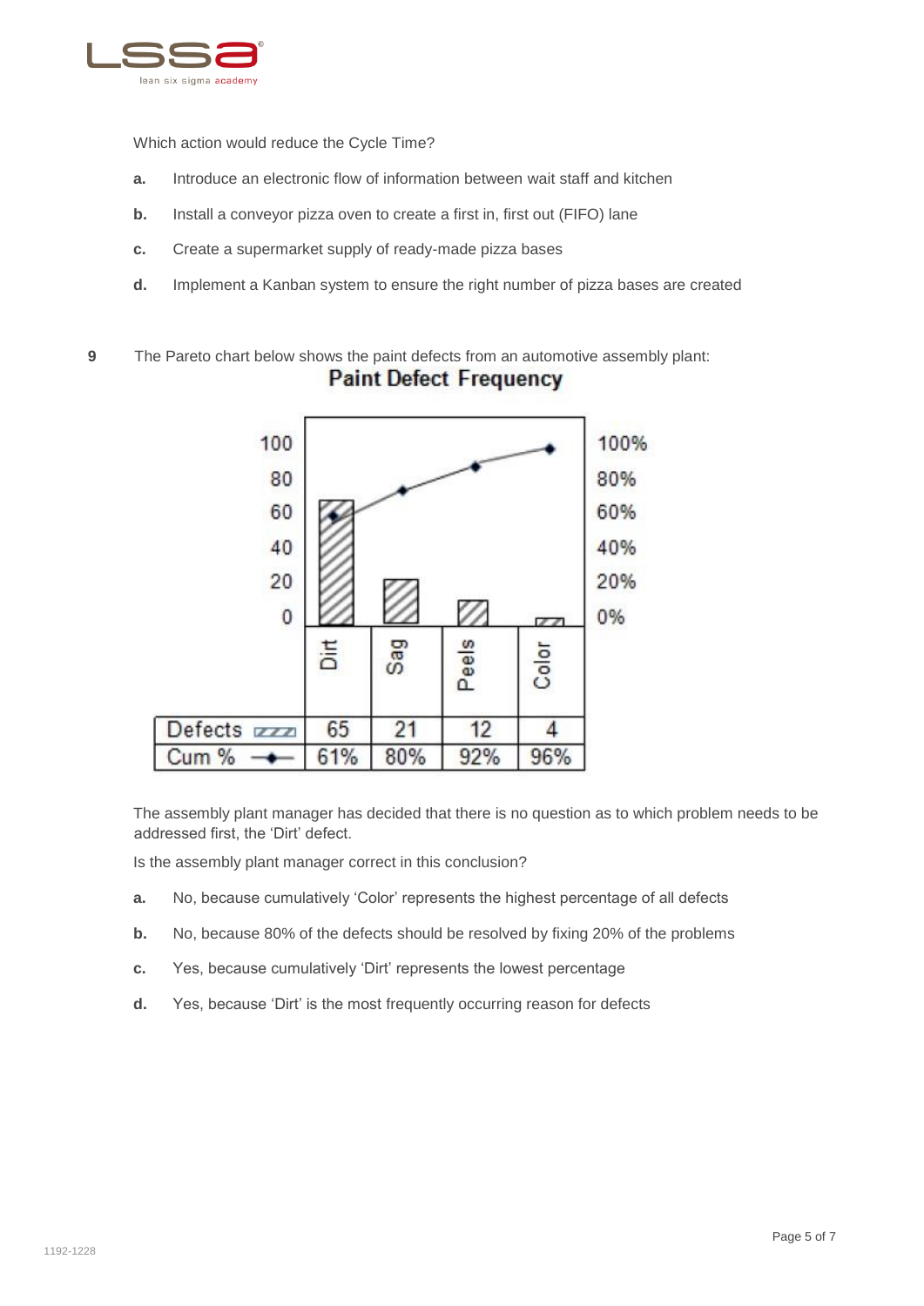Which action would reduce the Cycle Time?

**a.** Introduce an electronic flow of information between wait staff and kitchen

**b.** Install a conveyor pizza oven to create a first in, first out (FIFO) lane

**c.** Create a supermarket supply of ready-made pizza bases

**d.** Implement a Kanban system to ensure the right number of pizza bases are created

**9** The Pareto chart below shows the paint defects from an automotive assembly plant:

Paint Defect Frequency

100
80
60
40
20
0

100%
80%
60%
40%
20%
0%

Dirt
Sag
Peels
Color

Defects: 65, 21, 12, 4
Cum %: 61%, 80%, 92%, 96%

The assembly plant manager has decided that there is no question as to which problem needs to be addressed first, the 'Dirt' defect.

Is the assembly plant manager correct in this conclusion?

**a.** No, because cumulatively 'Color' represents the highest percentage of all defects

**b.** No, because 80% of the defects should be resolved by fixing 20% of the problems

**c.** Yes, because cumulatively 'Dirt' represents the lowest percentage

**d.** Yes, because 'Dirt' is the most frequently occurring reason for defects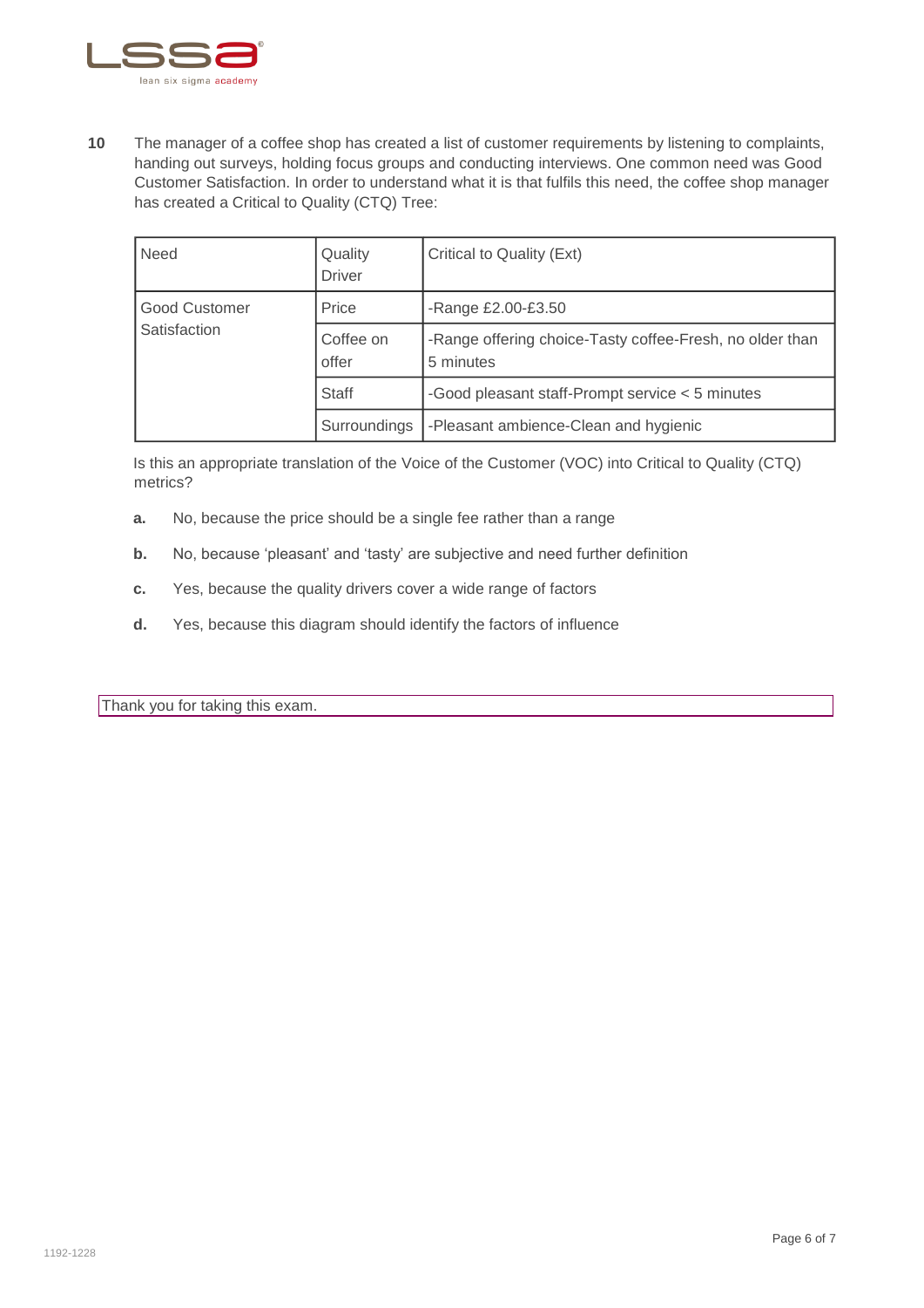**10** The manager of a coffee shop has created a list of customer requirements by listening to complaints, handing out surveys, holding focus groups and conducting interviews. One common need was Good Customer Satisfaction. In order to understand what it is that fulfils this need, the coffee shop manager has created a Critical to Quality (CTQ) Tree:

| Need | Quality Driver | Critical to Quality (Ext) |
|---|---|---|
| Good Customer Satisfaction | Price | -Range £2.00-£3.50 |
| | Coffee on offer | -Range offering choice-Tasty coffee-Fresh, no older than 5 minutes |
| | Staff | -Good pleasant staff-Prompt service < 5 minutes |
| | Surroundings | -Pleasant ambience-Clean and hygienic |

Is this an appropriate translation of the Voice of the Customer (VOC) into Critical to Quality (CTQ) metrics?

**a.** No, because the price should be a single fee rather than a range

**b.** No, because 'pleasant' and 'tasty' are subjective and need further definition

**c.** Yes, because the quality drivers cover a wide range of factors

**d.** Yes, because this diagram should identify the factors of influence

Thank you for taking this exam.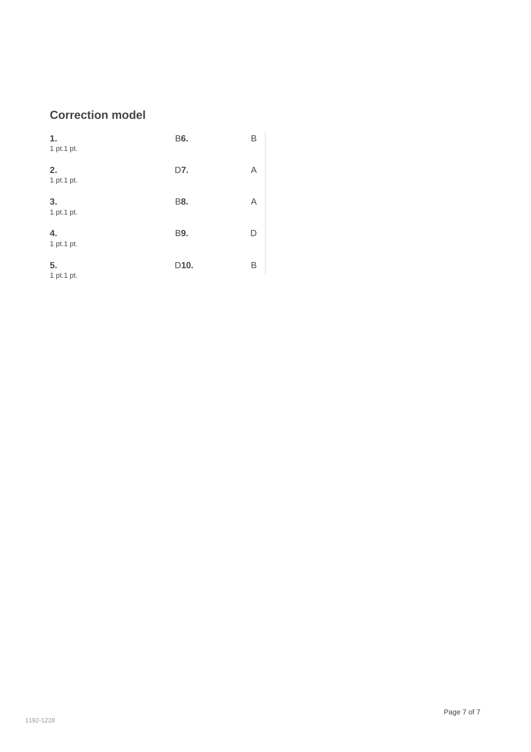## Correction model

| Question | Points | Answer |
|---|---|---|
| 1. | 1 pt. | B |
| 2. | 1 pt. | D |
| 3. | 1 pt. | B |
| 4. | 1 pt. | B |
| 5. | 1 pt. | D |
| 6. | 1 pt. | B |
| 7. | 1 pt. | A |
| 8. | 1 pt. | A |
| 9. | 1 pt. | D |
| 10. | 1 pt. | B |